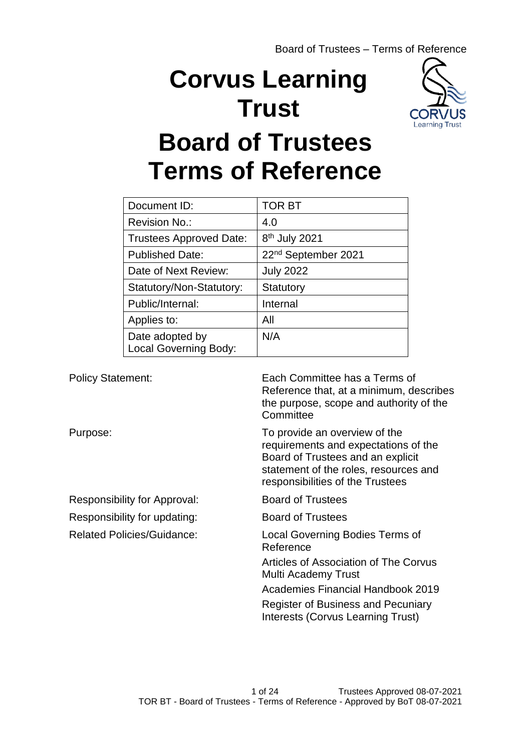# Corvus Learning Trust

# Board of Trustees Terms of Reference

| Document ID: | TOR BT |
|---|---|
| Revision No.: | 4.0 |
| Trustees Approved Date: | 8th July 2021 |
| Published Date: | 22nd September 2021 |
| Date of Next Review: | July 2022 |
| Statutory/Non-Statutory: | Statutory |
| Public/Internal: | Internal |
| Applies to: | All |
| Date adopted by Local Governing Body: | N/A |

| | |
|---|---|
| Policy Statement: | Each Committee has a Terms of Reference that, at a minimum, describes the purpose, scope and authority of the Committee |
| Purpose: | To provide an overview of the requirements and expectations of the Board of Trustees and an explicit statement of the roles, resources and responsibilities of the Trustees |
| Responsibility for Approval: | Board of Trustees |
| Responsibility for updating: | Board of Trustees |
| Related Policies/Guidance: | Local Governing Bodies Terms of Reference<br>Articles of Association of The Corvus Multi Academy Trust<br>Academies Financial Handbook 2019<br>Register of Business and Pecuniary Interests (Corvus Learning Trust) |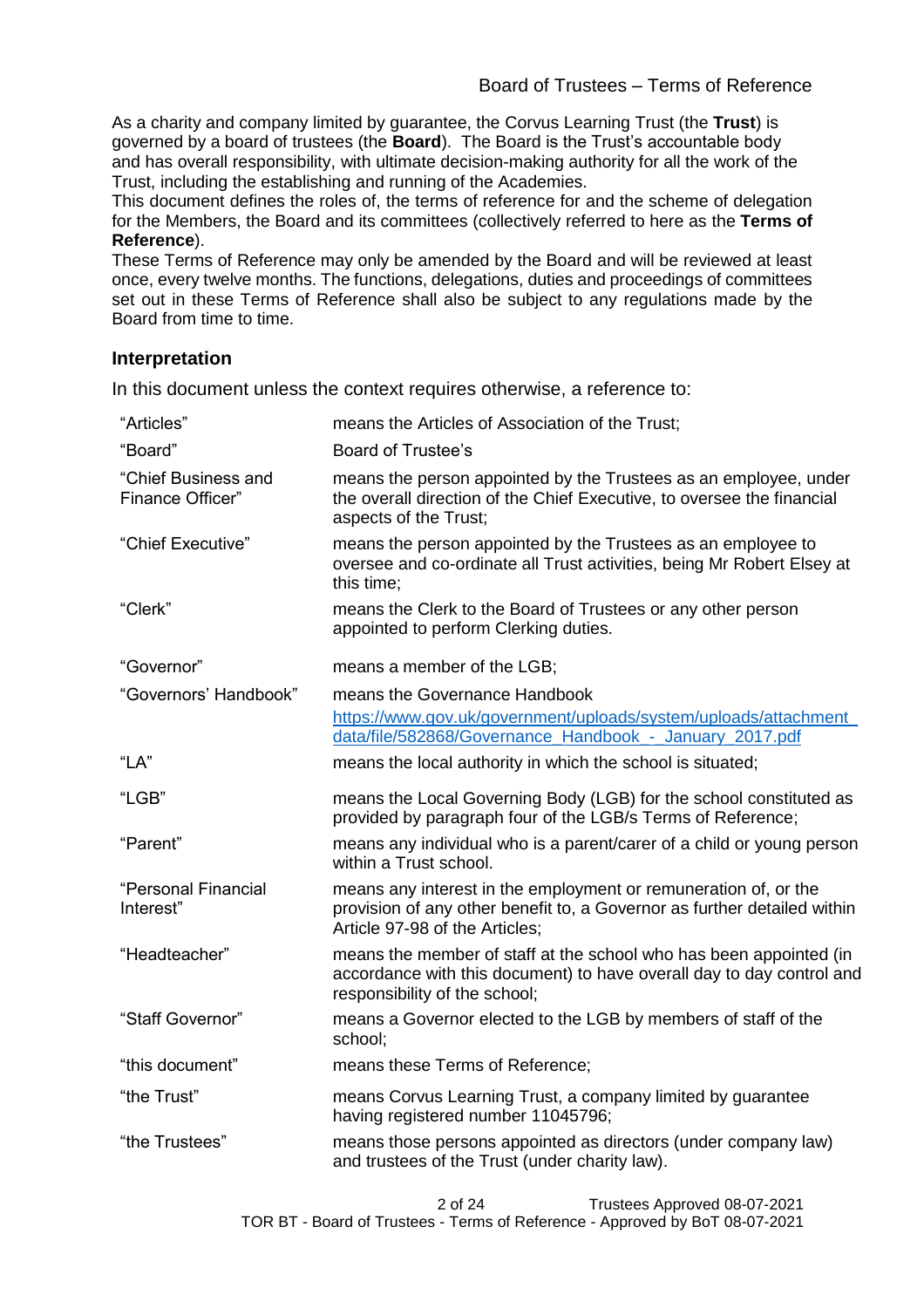As a charity and company limited by guarantee, the Corvus Learning Trust (the **Trust**) is governed by a board of trustees (the **Board**). The Board is the Trust's accountable body and has overall responsibility, with ultimate decision-making authority for all the work of the Trust, including the establishing and running of the Academies.

This document defines the roles of, the terms of reference for and the scheme of delegation for the Members, the Board and its committees (collectively referred to here as the **Terms of Reference**).

These Terms of Reference may only be amended by the Board and will be reviewed at least once, every twelve months. The functions, delegations, duties and proceedings of committees set out in these Terms of Reference shall also be subject to any regulations made by the Board from time to time.

## Interpretation

In this document unless the context requires otherwise, a reference to:

| | |
|---|---|
| "Articles" | means the Articles of Association of the Trust; |
| "Board" | Board of Trustee's |
| "Chief Business and Finance Officer" | means the person appointed by the Trustees as an employee, under the overall direction of the Chief Executive, to oversee the financial aspects of the Trust; |
| "Chief Executive" | means the person appointed by the Trustees as an employee to oversee and co-ordinate all Trust activities, being Mr Robert Elsey at this time; |
| "Clerk" | means the Clerk to the Board of Trustees or any other person appointed to perform Clerking duties. |
| "Governor" | means a member of the LGB; |
| "Governors' Handbook" | means the Governance Handbook https://www.gov.uk/government/uploads/system/uploads/attachment_data/file/582868/Governance_Handbook_-_January_2017.pdf |
| "LA" | means the local authority in which the school is situated; |
| "LGB" | means the Local Governing Body (LGB) for the school constituted as provided by paragraph four of the LGB/s Terms of Reference; |
| "Parent" | means any individual who is a parent/carer of a child or young person within a Trust school. |
| "Personal Financial Interest" | means any interest in the employment or remuneration of, or the provision of any other benefit to, a Governor as further detailed within Article 97-98 of the Articles; |
| "Headteacher" | means the member of staff at the school who has been appointed (in accordance with this document) to have overall day to day control and responsibility of the school; |
| "Staff Governor" | means a Governor elected to the LGB by members of staff of the school; |
| "this document" | means these Terms of Reference; |
| "the Trust" | means Corvus Learning Trust, a company limited by guarantee having registered number 11045796; |
| "the Trustees" | means those persons appointed as directors (under company law) and trustees of the Trust (under charity law). |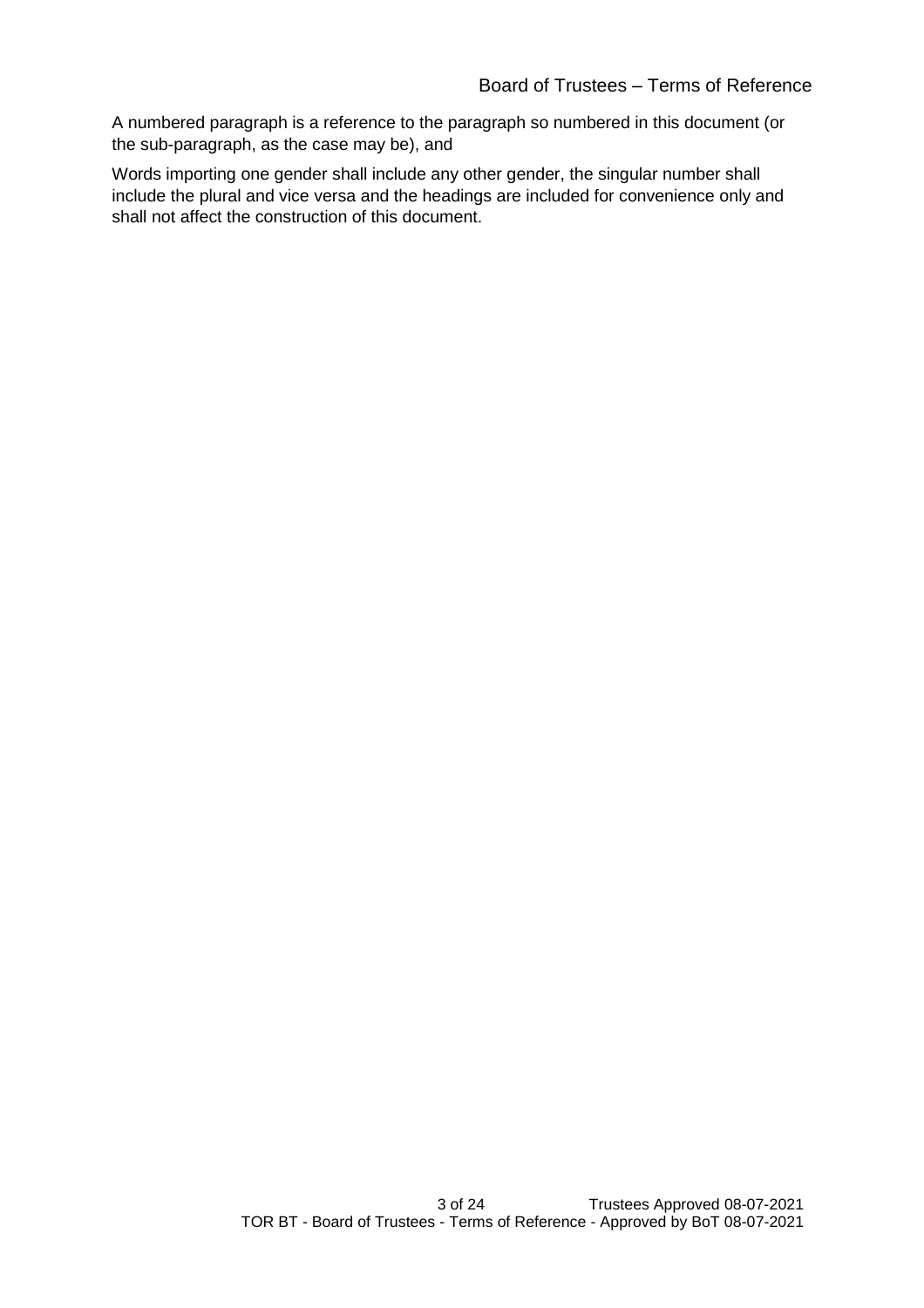A numbered paragraph is a reference to the paragraph so numbered in this document (or the sub-paragraph, as the case may be), and

Words importing one gender shall include any other gender, the singular number shall include the plural and vice versa and the headings are included for convenience only and shall not affect the construction of this document.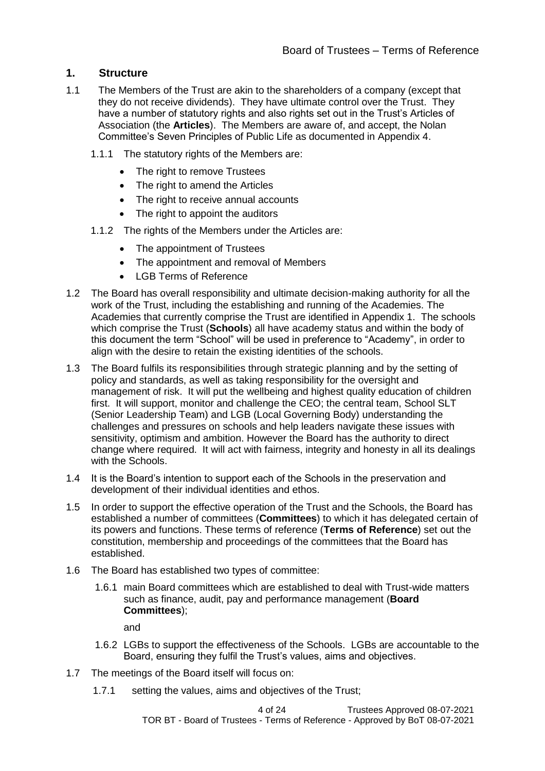## 1. Structure

1.1 The Members of the Trust are akin to the shareholders of a company (except that they do not receive dividends). They have ultimate control over the Trust. They have a number of statutory rights and also rights set out in the Trust's Articles of Association (the **Articles**). The Members are aware of, and accept, the Nolan Committee's Seven Principles of Public Life as documented in Appendix 4.

1.1.1 The statutory rights of the Members are:

- The right to remove Trustees
- The right to amend the Articles
- The right to receive annual accounts
- The right to appoint the auditors

1.1.2 The rights of the Members under the Articles are:

- The appointment of Trustees
- The appointment and removal of Members
- LGB Terms of Reference

1.2 The Board has overall responsibility and ultimate decision-making authority for all the work of the Trust, including the establishing and running of the Academies. The Academies that currently comprise the Trust are identified in Appendix 1. The schools which comprise the Trust (**Schools**) all have academy status and within the body of this document the term "School" will be used in preference to "Academy", in order to align with the desire to retain the existing identities of the schools.

1.3 The Board fulfils its responsibilities through strategic planning and by the setting of policy and standards, as well as taking responsibility for the oversight and management of risk. It will put the wellbeing and highest quality education of children first. It will support, monitor and challenge the CEO; the central team, School SLT (Senior Leadership Team) and LGB (Local Governing Body) understanding the challenges and pressures on schools and help leaders navigate these issues with sensitivity, optimism and ambition. However the Board has the authority to direct change where required. It will act with fairness, integrity and honesty in all its dealings with the Schools.

1.4 It is the Board's intention to support each of the Schools in the preservation and development of their individual identities and ethos.

1.5 In order to support the effective operation of the Trust and the Schools, the Board has established a number of committees (**Committees**) to which it has delegated certain of its powers and functions. These terms of reference (**Terms of Reference**) set out the constitution, membership and proceedings of the committees that the Board has established.

1.6 The Board has established two types of committee:

1.6.1 main Board committees which are established to deal with Trust-wide matters such as finance, audit, pay and performance management (**Board Committees**);

and

1.6.2 LGBs to support the effectiveness of the Schools. LGBs are accountable to the Board, ensuring they fulfil the Trust's values, aims and objectives.

1.7 The meetings of the Board itself will focus on:

1.7.1 setting the values, aims and objectives of the Trust;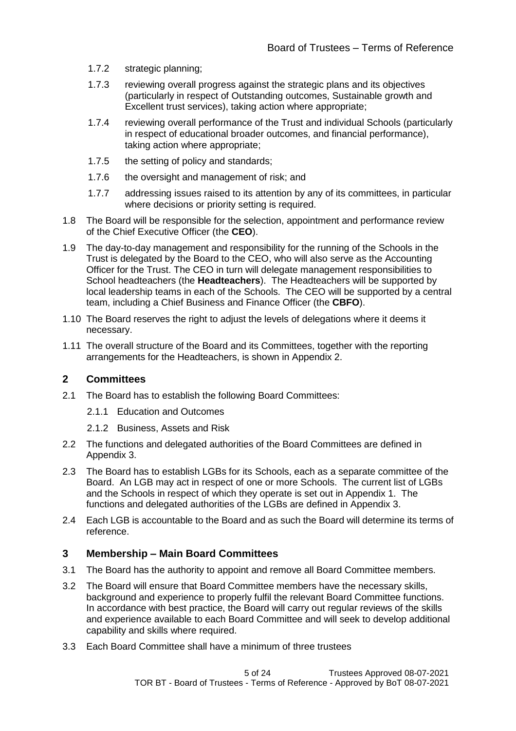1.7.2 strategic planning;

1.7.3 reviewing overall progress against the strategic plans and its objectives (particularly in respect of Outstanding outcomes, Sustainable growth and Excellent trust services), taking action where appropriate;

1.7.4 reviewing overall performance of the Trust and individual Schools (particularly in respect of educational broader outcomes, and financial performance), taking action where appropriate;

1.7.5 the setting of policy and standards;

1.7.6 the oversight and management of risk; and

1.7.7 addressing issues raised to its attention by any of its committees, in particular where decisions or priority setting is required.

1.8 The Board will be responsible for the selection, appointment and performance review of the Chief Executive Officer (the **CEO**).

1.9 The day-to-day management and responsibility for the running of the Schools in the Trust is delegated by the Board to the CEO, who will also serve as the Accounting Officer for the Trust. The CEO in turn will delegate management responsibilities to School headteachers (the **Headteachers**). The Headteachers will be supported by local leadership teams in each of the Schools. The CEO will be supported by a central team, including a Chief Business and Finance Officer (the **CBFO**).

1.10 The Board reserves the right to adjust the levels of delegations where it deems it necessary.

1.11 The overall structure of the Board and its Committees, together with the reporting arrangements for the Headteachers, is shown in Appendix 2.

## 2 Committees

2.1 The Board has to establish the following Board Committees:

2.1.1 Education and Outcomes

2.1.2 Business, Assets and Risk

2.2 The functions and delegated authorities of the Board Committees are defined in Appendix 3.

2.3 The Board has to establish LGBs for its Schools, each as a separate committee of the Board. An LGB may act in respect of one or more Schools. The current list of LGBs and the Schools in respect of which they operate is set out in Appendix 1. The functions and delegated authorities of the LGBs are defined in Appendix 3.

2.4 Each LGB is accountable to the Board and as such the Board will determine its terms of reference.

## 3 Membership – Main Board Committees

3.1 The Board has the authority to appoint and remove all Board Committee members.

3.2 The Board will ensure that Board Committee members have the necessary skills, background and experience to properly fulfil the relevant Board Committee functions. In accordance with best practice, the Board will carry out regular reviews of the skills and experience available to each Board Committee and will seek to develop additional capability and skills where required.

3.3 Each Board Committee shall have a minimum of three trustees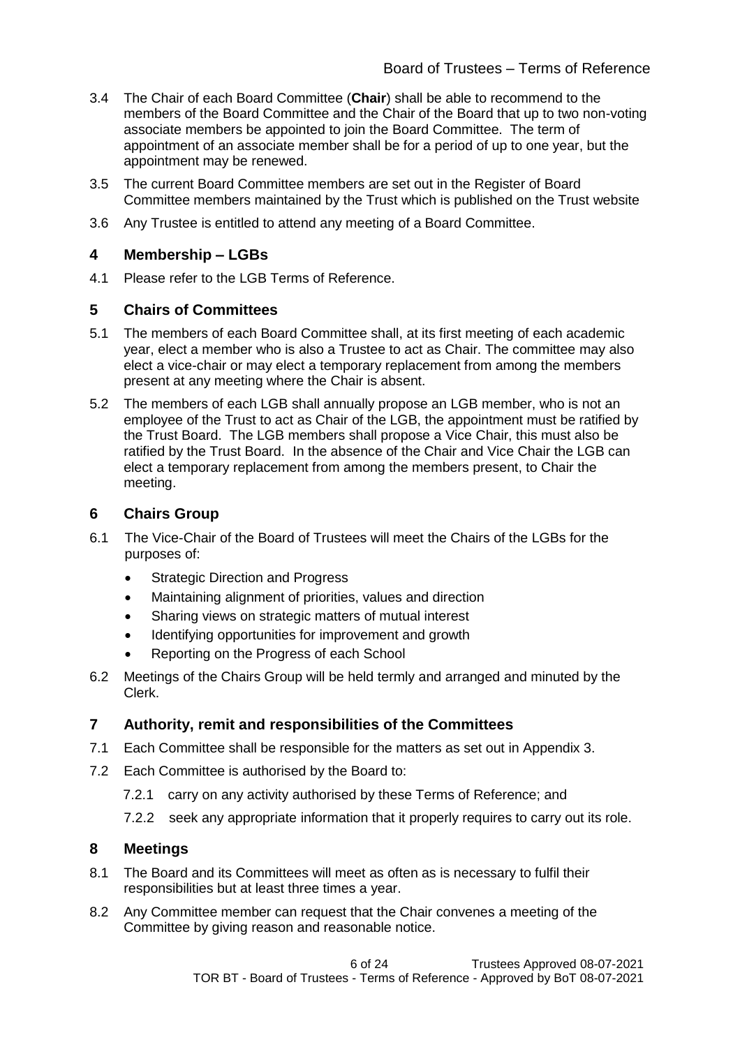3.4 The Chair of each Board Committee (**Chair**) shall be able to recommend to the members of the Board Committee and the Chair of the Board that up to two non-voting associate members be appointed to join the Board Committee. The term of appointment of an associate member shall be for a period of up to one year, but the appointment may be renewed.

3.5 The current Board Committee members are set out in the Register of Board Committee members maintained by the Trust which is published on the Trust website

3.6 Any Trustee is entitled to attend any meeting of a Board Committee.

## 4 Membership – LGBs

4.1 Please refer to the LGB Terms of Reference.

## 5 Chairs of Committees

5.1 The members of each Board Committee shall, at its first meeting of each academic year, elect a member who is also a Trustee to act as Chair. The committee may also elect a vice-chair or may elect a temporary replacement from among the members present at any meeting where the Chair is absent.

5.2 The members of each LGB shall annually propose an LGB member, who is not an employee of the Trust to act as Chair of the LGB, the appointment must be ratified by the Trust Board. The LGB members shall propose a Vice Chair, this must also be ratified by the Trust Board. In the absence of the Chair and Vice Chair the LGB can elect a temporary replacement from among the members present, to Chair the meeting.

## 6 Chairs Group

6.1 The Vice-Chair of the Board of Trustees will meet the Chairs of the LGBs for the purposes of:

- Strategic Direction and Progress
- Maintaining alignment of priorities, values and direction
- Sharing views on strategic matters of mutual interest
- Identifying opportunities for improvement and growth
- Reporting on the Progress of each School

6.2 Meetings of the Chairs Group will be held termly and arranged and minuted by the Clerk.

## 7 Authority, remit and responsibilities of the Committees

7.1 Each Committee shall be responsible for the matters as set out in Appendix 3.

7.2 Each Committee is authorised by the Board to:

7.2.1 carry on any activity authorised by these Terms of Reference; and

7.2.2 seek any appropriate information that it properly requires to carry out its role.

## 8 Meetings

8.1 The Board and its Committees will meet as often as is necessary to fulfil their responsibilities but at least three times a year.

8.2 Any Committee member can request that the Chair convenes a meeting of the Committee by giving reason and reasonable notice.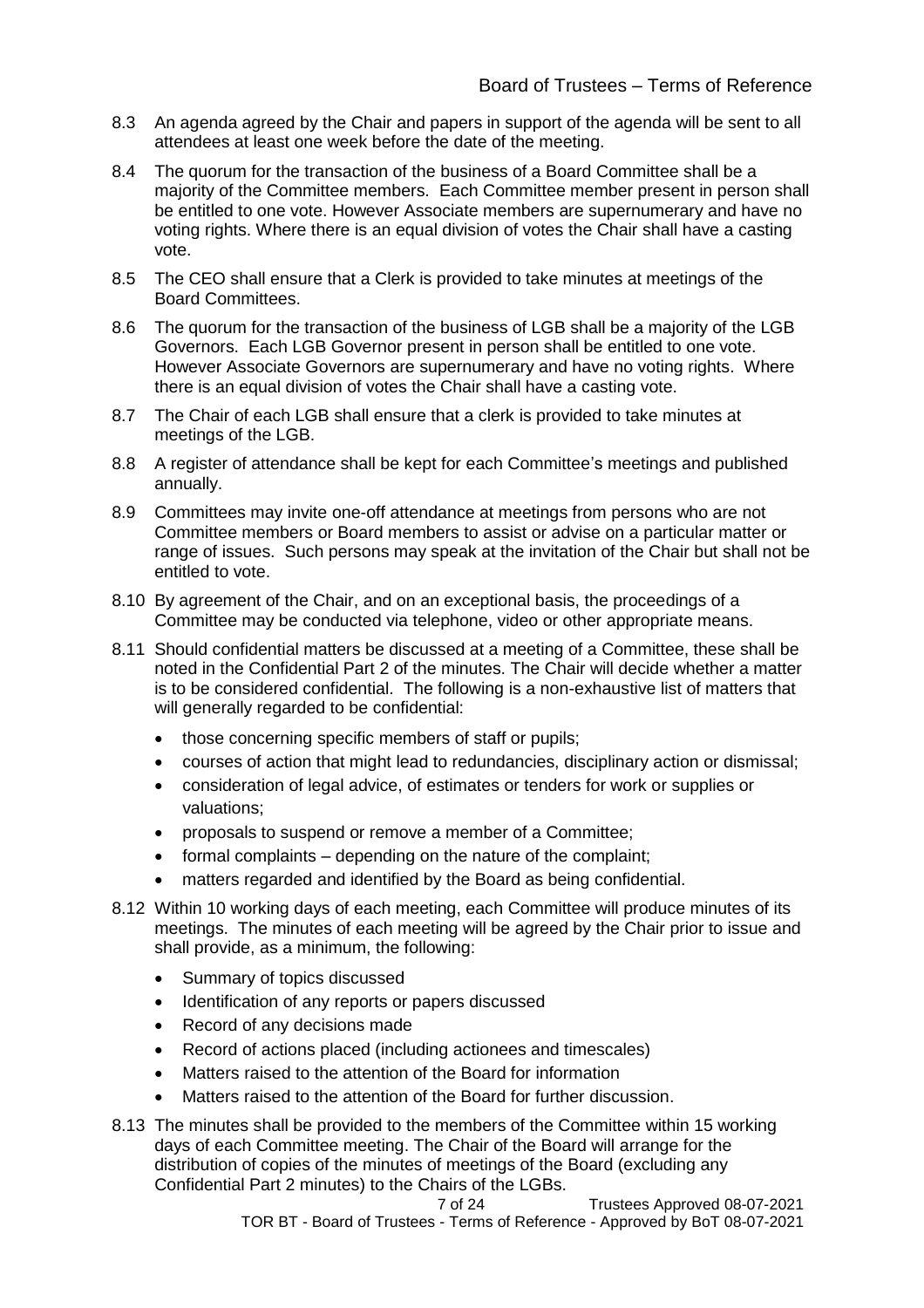8.3 An agenda agreed by the Chair and papers in support of the agenda will be sent to all attendees at least one week before the date of the meeting.

8.4 The quorum for the transaction of the business of a Board Committee shall be a majority of the Committee members. Each Committee member present in person shall be entitled to one vote. However Associate members are supernumerary and have no voting rights. Where there is an equal division of votes the Chair shall have a casting vote.

8.5 The CEO shall ensure that a Clerk is provided to take minutes at meetings of the Board Committees.

8.6 The quorum for the transaction of the business of LGB shall be a majority of the LGB Governors. Each LGB Governor present in person shall be entitled to one vote. However Associate Governors are supernumerary and have no voting rights. Where there is an equal division of votes the Chair shall have a casting vote.

8.7 The Chair of each LGB shall ensure that a clerk is provided to take minutes at meetings of the LGB.

8.8 A register of attendance shall be kept for each Committee's meetings and published annually.

8.9 Committees may invite one-off attendance at meetings from persons who are not Committee members or Board members to assist or advise on a particular matter or range of issues. Such persons may speak at the invitation of the Chair but shall not be entitled to vote.

8.10 By agreement of the Chair, and on an exceptional basis, the proceedings of a Committee may be conducted via telephone, video or other appropriate means.

8.11 Should confidential matters be discussed at a meeting of a Committee, these shall be noted in the Confidential Part 2 of the minutes. The Chair will decide whether a matter is to be considered confidential. The following is a non-exhaustive list of matters that will generally regarded to be confidential:

- those concerning specific members of staff or pupils;
- courses of action that might lead to redundancies, disciplinary action or dismissal;
- consideration of legal advice, of estimates or tenders for work or supplies or valuations;
- proposals to suspend or remove a member of a Committee;
- formal complaints – depending on the nature of the complaint;
- matters regarded and identified by the Board as being confidential.

8.12 Within 10 working days of each meeting, each Committee will produce minutes of its meetings. The minutes of each meeting will be agreed by the Chair prior to issue and shall provide, as a minimum, the following:

- Summary of topics discussed
- Identification of any reports or papers discussed
- Record of any decisions made
- Record of actions placed (including actionees and timescales)
- Matters raised to the attention of the Board for information
- Matters raised to the attention of the Board for further discussion.

8.13 The minutes shall be provided to the members of the Committee within 15 working days of each Committee meeting. The Chair of the Board will arrange for the distribution of copies of the minutes of meetings of the Board (excluding any Confidential Part 2 minutes) to the Chairs of the LGBs.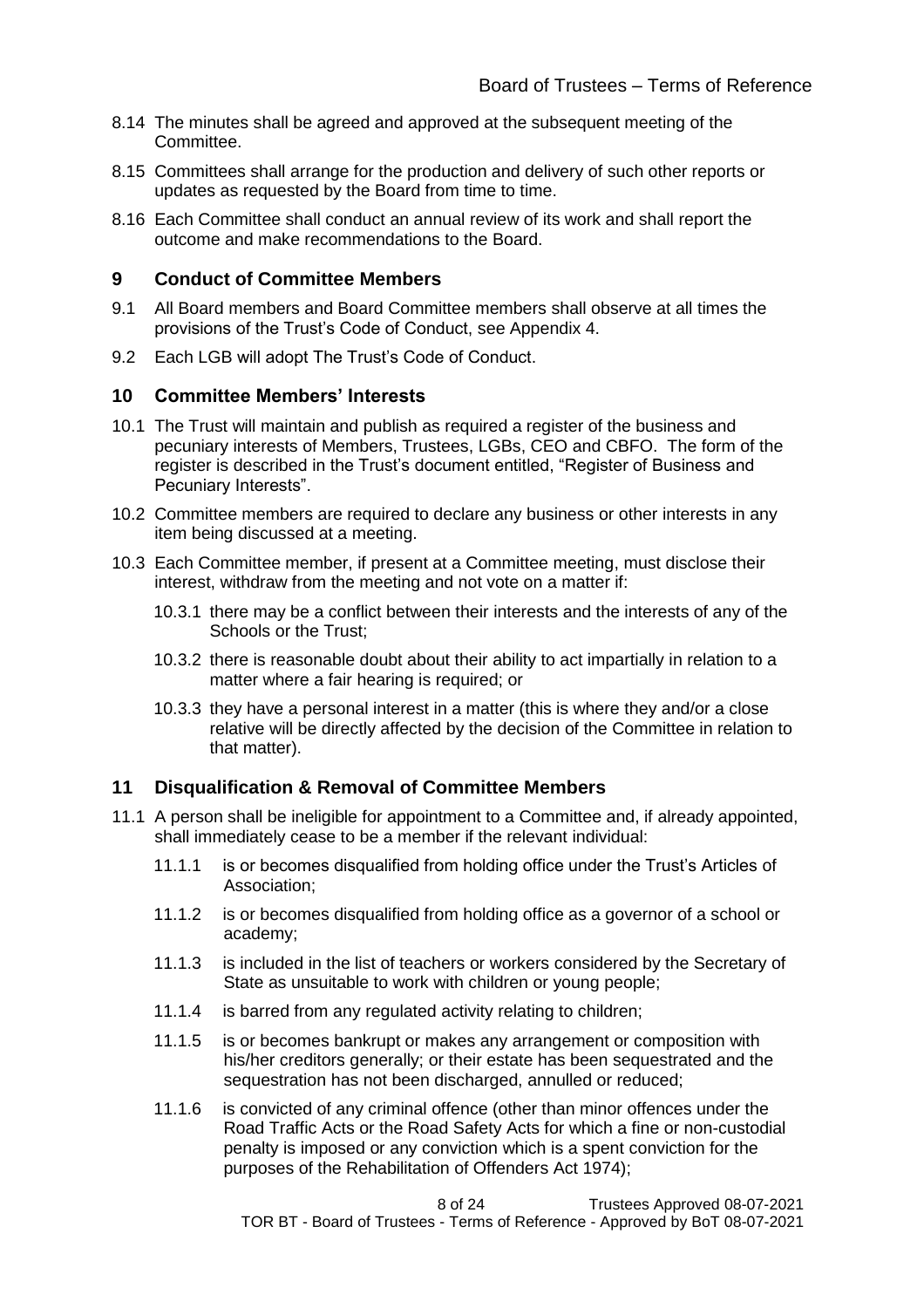8.14 The minutes shall be agreed and approved at the subsequent meeting of the Committee.

8.15 Committees shall arrange for the production and delivery of such other reports or updates as requested by the Board from time to time.

8.16 Each Committee shall conduct an annual review of its work and shall report the outcome and make recommendations to the Board.

## 9 Conduct of Committee Members

9.1 All Board members and Board Committee members shall observe at all times the provisions of the Trust's Code of Conduct, see Appendix 4.

9.2 Each LGB will adopt The Trust's Code of Conduct.

## 10 Committee Members' Interests

10.1 The Trust will maintain and publish as required a register of the business and pecuniary interests of Members, Trustees, LGBs, CEO and CBFO. The form of the register is described in the Trust's document entitled, "Register of Business and Pecuniary Interests".

10.2 Committee members are required to declare any business or other interests in any item being discussed at a meeting.

10.3 Each Committee member, if present at a Committee meeting, must disclose their interest, withdraw from the meeting and not vote on a matter if:

- 10.3.1 there may be a conflict between their interests and the interests of any of the Schools or the Trust;
- 10.3.2 there is reasonable doubt about their ability to act impartially in relation to a matter where a fair hearing is required; or
- 10.3.3 they have a personal interest in a matter (this is where they and/or a close relative will be directly affected by the decision of the Committee in relation to that matter).

## 11 Disqualification & Removal of Committee Members

11.1 A person shall be ineligible for appointment to a Committee and, if already appointed, shall immediately cease to be a member if the relevant individual:

- 11.1.1 is or becomes disqualified from holding office under the Trust's Articles of Association;
- 11.1.2 is or becomes disqualified from holding office as a governor of a school or academy;
- 11.1.3 is included in the list of teachers or workers considered by the Secretary of State as unsuitable to work with children or young people;
- 11.1.4 is barred from any regulated activity relating to children;
- 11.1.5 is or becomes bankrupt or makes any arrangement or composition with his/her creditors generally; or their estate has been sequestrated and the sequestration has not been discharged, annulled or reduced;
- 11.1.6 is convicted of any criminal offence (other than minor offences under the Road Traffic Acts or the Road Safety Acts for which a fine or non-custodial penalty is imposed or any conviction which is a spent conviction for the purposes of the Rehabilitation of Offenders Act 1974);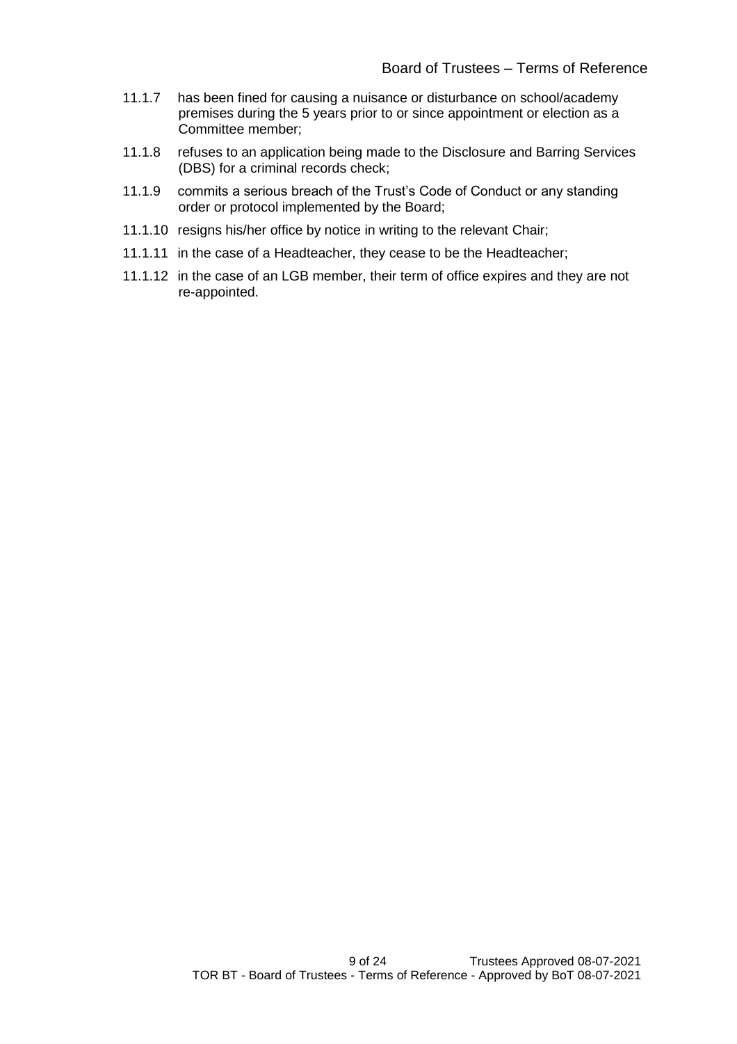11.1.7 has been fined for causing a nuisance or disturbance on school/academy premises during the 5 years prior to or since appointment or election as a Committee member;

11.1.8 refuses to an application being made to the Disclosure and Barring Services (DBS) for a criminal records check;

11.1.9 commits a serious breach of the Trust's Code of Conduct or any standing order or protocol implemented by the Board;

11.1.10 resigns his/her office by notice in writing to the relevant Chair;

11.1.11 in the case of a Headteacher, they cease to be the Headteacher;

11.1.12 in the case of an LGB member, their term of office expires and they are not re-appointed.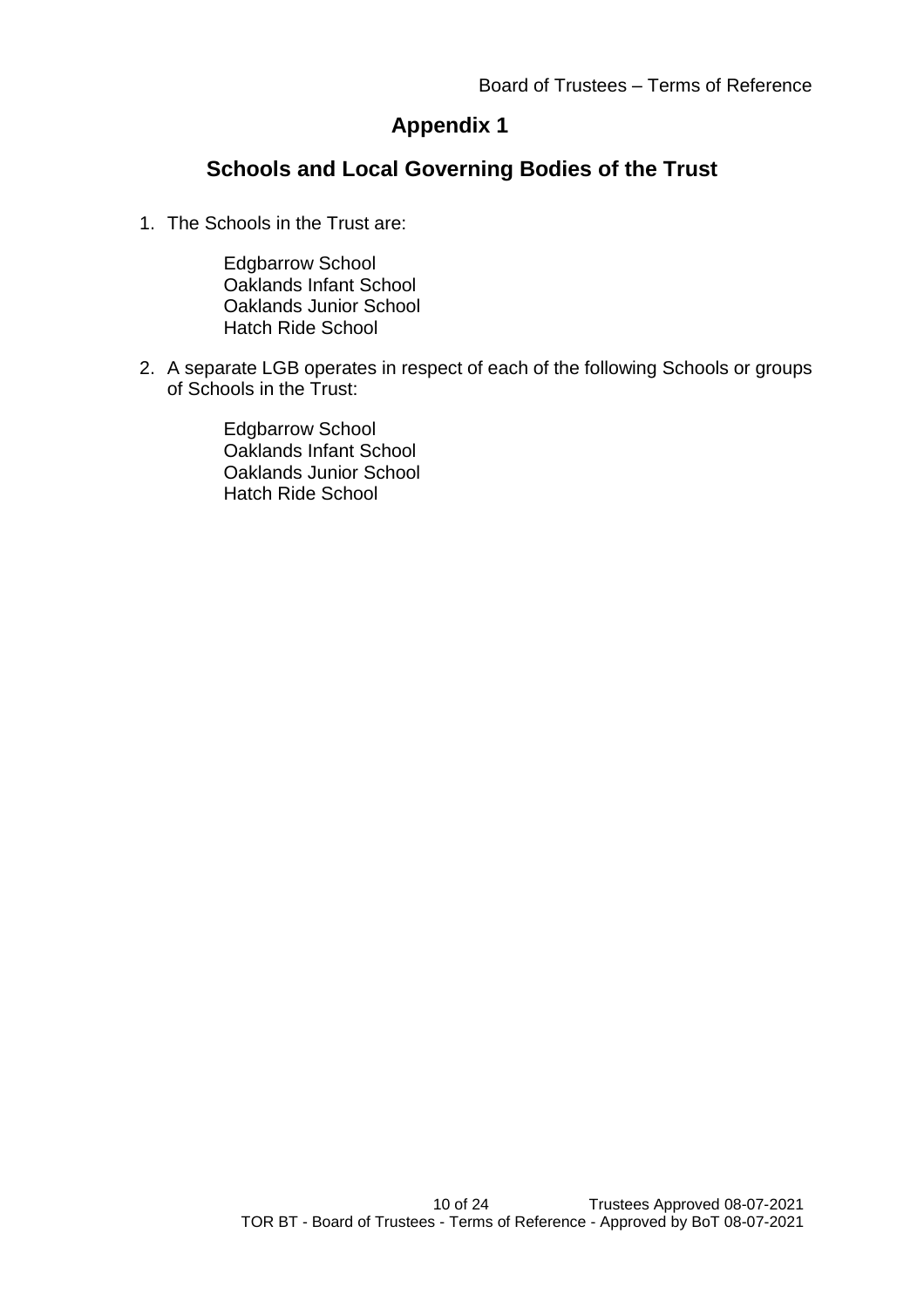# Appendix 1

## Schools and Local Governing Bodies of the Trust

1. The Schools in the Trust are:

   Edgbarrow School
   Oaklands Infant School
   Oaklands Junior School
   Hatch Ride School

2. A separate LGB operates in respect of each of the following Schools or groups of Schools in the Trust:

   Edgbarrow School
   Oaklands Infant School
   Oaklands Junior School
   Hatch Ride School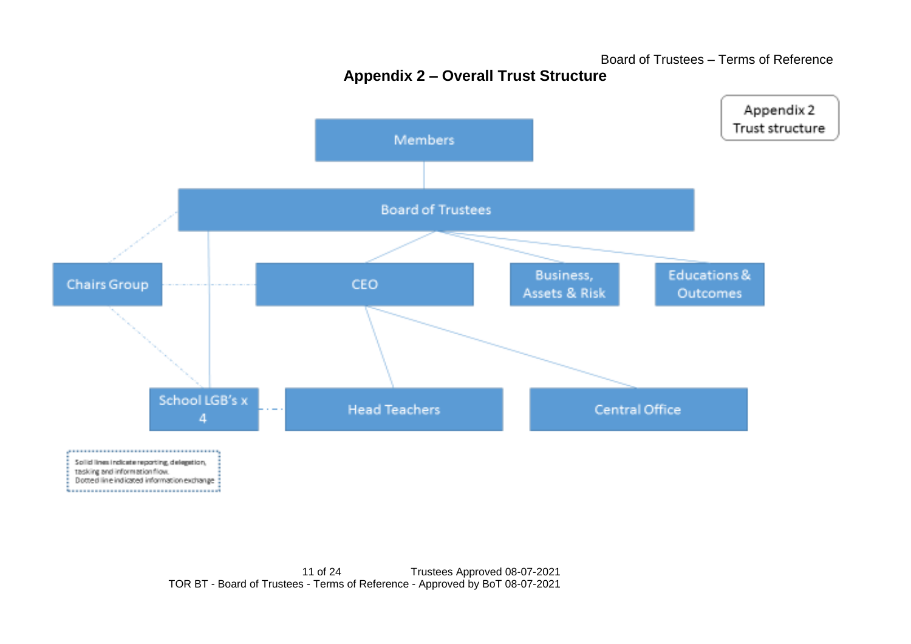## Appendix 2 – Overall Trust Structure

Appendix 2
Trust structure

Members

Board of Trustees

Chairs Group

CEO

Business, Assets & Risk

Educations & Outcomes

School LGB's x 4

Head Teachers

Central Office

Solid lines indicate reporting, delegation, tasking and information flow.
Dotted line indicated information exchange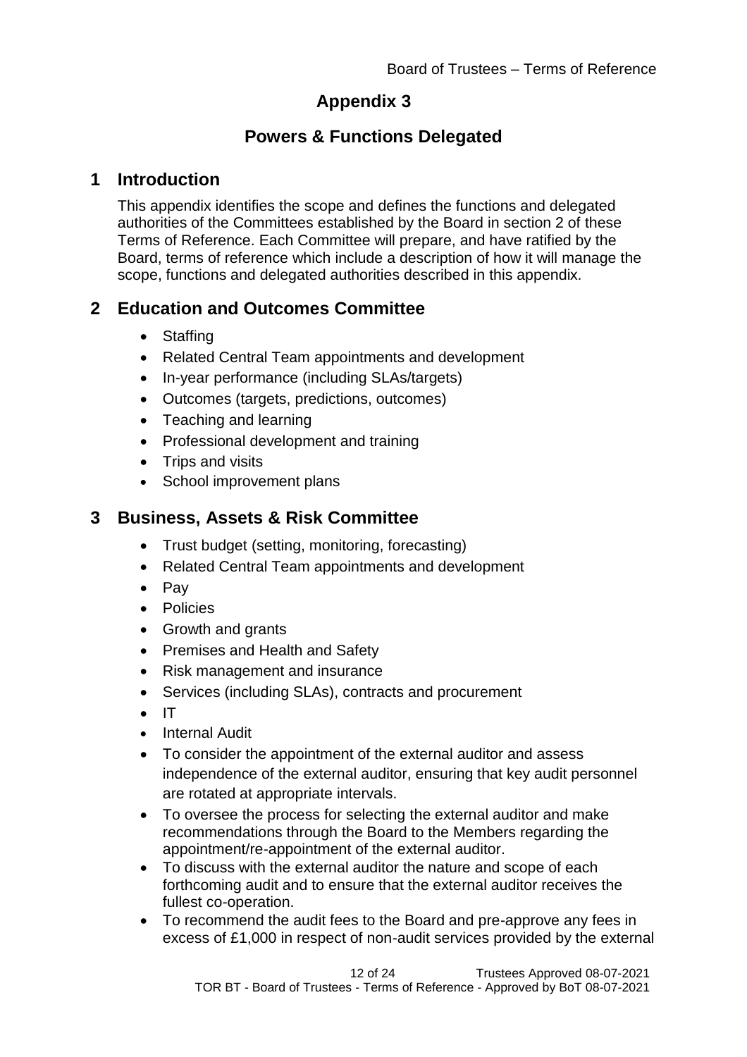# Appendix 3

## Powers & Functions Delegated

## 1 Introduction

This appendix identifies the scope and defines the functions and delegated authorities of the Committees established by the Board in section 2 of these Terms of Reference. Each Committee will prepare, and have ratified by the Board, terms of reference which include a description of how it will manage the scope, functions and delegated authorities described in this appendix.

## 2 Education and Outcomes Committee

- Staffing
- Related Central Team appointments and development
- In-year performance (including SLAs/targets)
- Outcomes (targets, predictions, outcomes)
- Teaching and learning
- Professional development and training
- Trips and visits
- School improvement plans

## 3 Business, Assets & Risk Committee

- Trust budget (setting, monitoring, forecasting)
- Related Central Team appointments and development
- Pay
- Policies
- Growth and grants
- Premises and Health and Safety
- Risk management and insurance
- Services (including SLAs), contracts and procurement
- IT
- Internal Audit
- To consider the appointment of the external auditor and assess independence of the external auditor, ensuring that key audit personnel are rotated at appropriate intervals.
- To oversee the process for selecting the external auditor and make recommendations through the Board to the Members regarding the appointment/re-appointment of the external auditor.
- To discuss with the external auditor the nature and scope of each forthcoming audit and to ensure that the external auditor receives the fullest co-operation.
- To recommend the audit fees to the Board and pre-approve any fees in excess of £1,000 in respect of non-audit services provided by the external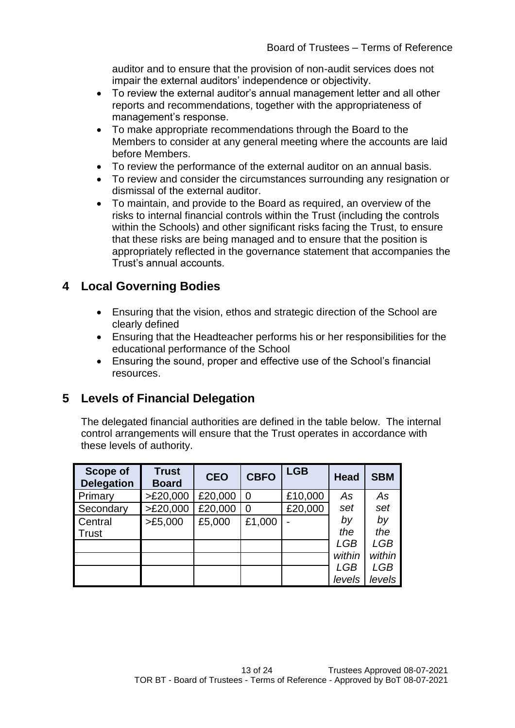auditor and to ensure that the provision of non-audit services does not impair the external auditors' independence or objectivity.

- To review the external auditor's annual management letter and all other reports and recommendations, together with the appropriateness of management's response.
- To make appropriate recommendations through the Board to the Members to consider at any general meeting where the accounts are laid before Members.
- To review the performance of the external auditor on an annual basis.
- To review and consider the circumstances surrounding any resignation or dismissal of the external auditor.
- To maintain, and provide to the Board as required, an overview of the risks to internal financial controls within the Trust (including the controls within the Schools) and other significant risks facing the Trust, to ensure that these risks are being managed and to ensure that the position is appropriately reflected in the governance statement that accompanies the Trust's annual accounts.

## 4 Local Governing Bodies

- Ensuring that the vision, ethos and strategic direction of the School are clearly defined
- Ensuring that the Headteacher performs his or her responsibilities for the educational performance of the School
- Ensuring the sound, proper and effective use of the School's financial resources.

## 5 Levels of Financial Delegation

The delegated financial authorities are defined in the table below. The internal control arrangements will ensure that the Trust operates in accordance with these levels of authority.

| Scope of Delegation | Trust Board | CEO | CBFO | LGB | Head | SBM |
|---|---|---|---|---|---|---|
| Primary | >£20,000 | £20,000 | 0 | £10,000 | *As set by the LGB within LGB levels* | *As set by the LGB within LGB levels* |
| Secondary | >£20,000 | £20,000 | 0 | £20,000 | | |
| Central Trust | >£5,000 | £5,000 | £1,000 | - | | |
| | | | | | | |
| | | | | | | |
| | | | | | | |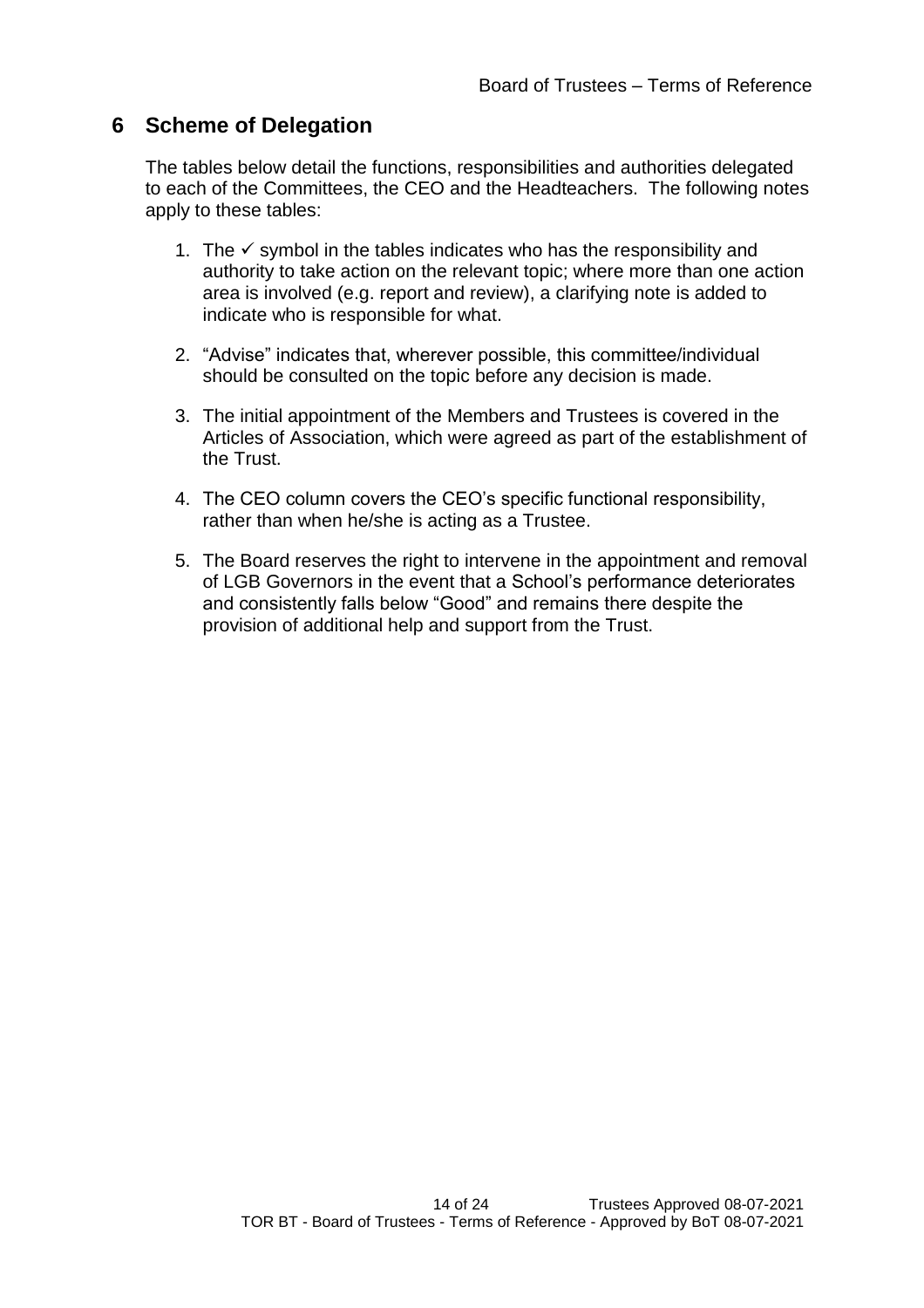## 6 Scheme of Delegation

The tables below detail the functions, responsibilities and authorities delegated to each of the Committees, the CEO and the Headteachers. The following notes apply to these tables:

1. The ✓ symbol in the tables indicates who has the responsibility and authority to take action on the relevant topic; where more than one action area is involved (e.g. report and review), a clarifying note is added to indicate who is responsible for what.
2. "Advise" indicates that, wherever possible, this committee/individual should be consulted on the topic before any decision is made.
3. The initial appointment of the Members and Trustees is covered in the Articles of Association, which were agreed as part of the establishment of the Trust.
4. The CEO column covers the CEO's specific functional responsibility, rather than when he/she is acting as a Trustee.
5. The Board reserves the right to intervene in the appointment and removal of LGB Governors in the event that a School's performance deteriorates and consistently falls below "Good" and remains there despite the provision of additional help and support from the Trust.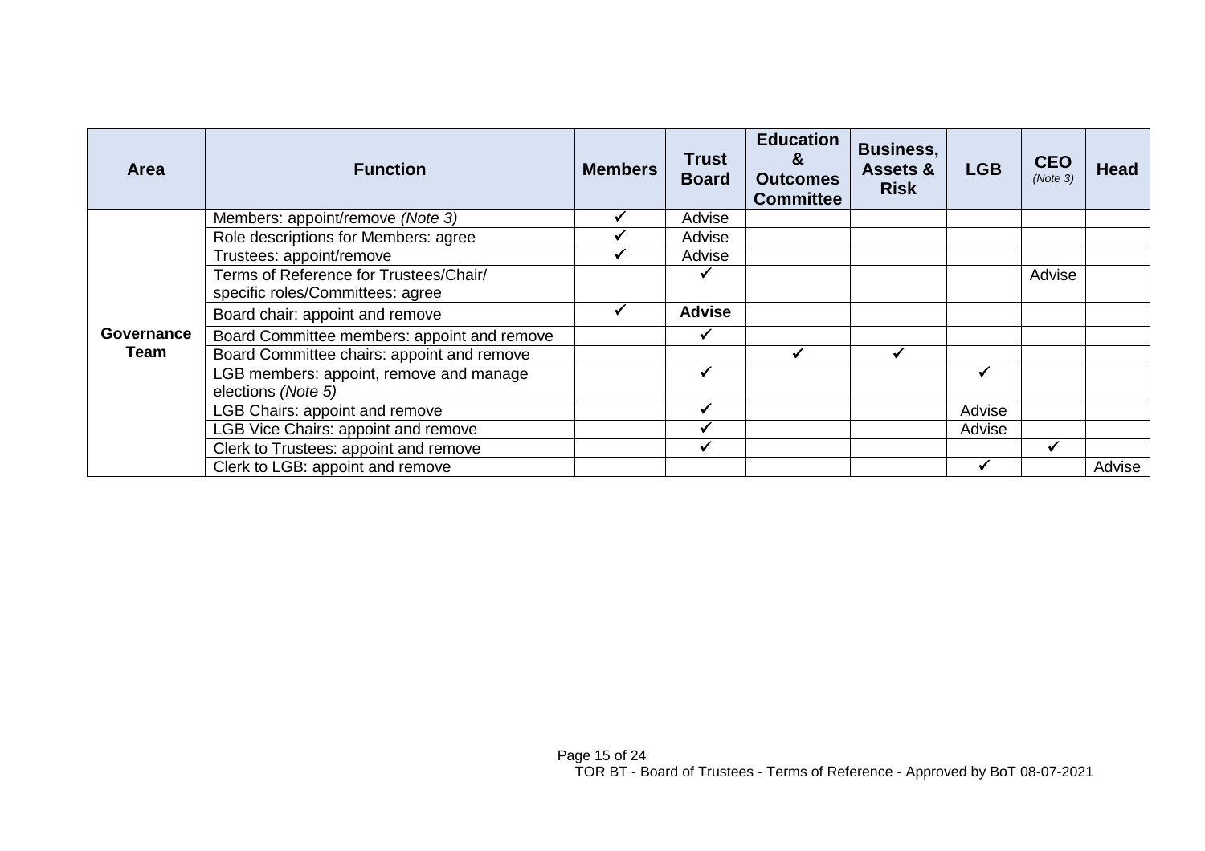| Area | Function | Members | Trust Board | Education & Outcomes Committee | Business, Assets & Risk | LGB | CEO *(Note 3)* | Head |
|---|---|---|---|---|---|---|---|---|
| **Governance Team** | Members: appoint/remove *(Note 3)* | ✓ | Advise | | | | | |
| | Role descriptions for Members: agree | ✓ | Advise | | | | | |
| | Trustees: appoint/remove | ✓ | Advise | | | | | |
| | Terms of Reference for Trustees/Chair/ specific roles/Committees: agree | | ✓ | | | | Advise | |
| | Board chair: appoint and remove | ✓ | **Advise** | | | | | |
| | Board Committee members: appoint and remove | | ✓ | | | | | |
| | Board Committee chairs: appoint and remove | | | ✓ | ✓ | | | |
| | LGB members: appoint, remove and manage elections *(Note 5)* | | ✓ | | | ✓ | | |
| | LGB Chairs: appoint and remove | | ✓ | | | Advise | | |
| | LGB Vice Chairs: appoint and remove | | ✓ | | | Advise | | |
| | Clerk to Trustees: appoint and remove | | ✓ | | | | ✓ | |
| | Clerk to LGB: appoint and remove | | | | | ✓ | | Advise |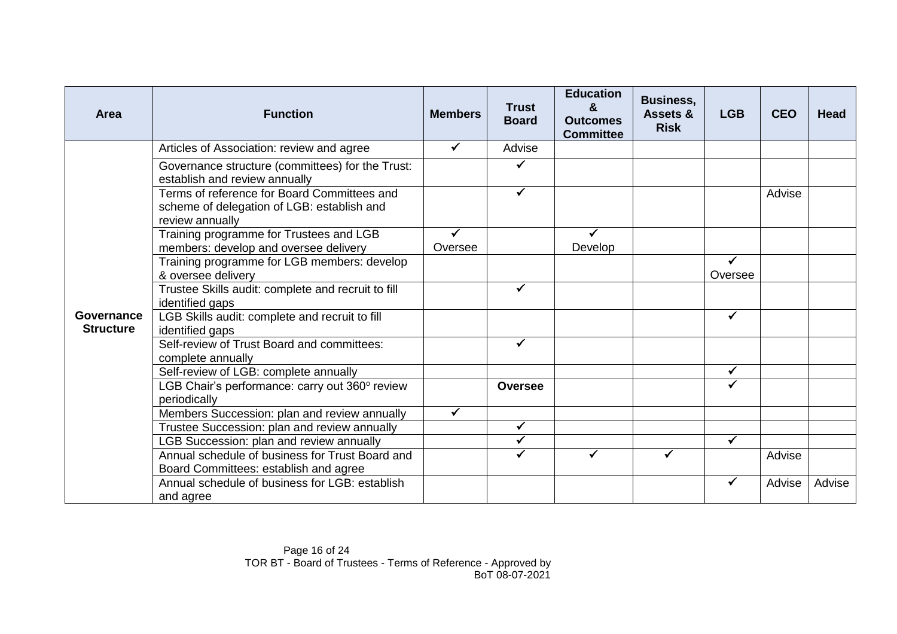| Area | Function | Members | Trust Board | Education & Outcomes Committee | Business, Assets & Risk | LGB | CEO | Head |
|---|---|---|---|---|---|---|---|---|
| **Governance Structure** | Articles of Association: review and agree | ✓ | Advise | | | | | |
| | Governance structure (committees) for the Trust: establish and review annually | | ✓ | | | | | |
| | Terms of reference for Board Committees and scheme of delegation of LGB: establish and review annually | | ✓ | | | | Advise | |
| | Training programme for Trustees and LGB members: develop and oversee delivery | ✓ Oversee | | ✓ Develop | | | | |
| | Training programme for LGB members: develop & oversee delivery | | | | | ✓ Oversee | | |
| | Trustee Skills audit: complete and recruit to fill identified gaps | | ✓ | | | | | |
| | LGB Skills audit: complete and recruit to fill identified gaps | | | | | ✓ | | |
| | Self-review of Trust Board and committees: complete annually | | ✓ | | | | | |
| | Self-review of LGB: complete annually | | | | | ✓ | | |
| | LGB Chair's performance: carry out 360º review periodically | | **Oversee** | | | ✓ | | |
| | Members Succession: plan and review annually | ✓ | | | | | | |
| | Trustee Succession: plan and review annually | | ✓ | | | | | |
| | LGB Succession: plan and review annually | | ✓ | | | ✓ | | |
| | Annual schedule of business for Trust Board and Board Committees: establish and agree | | ✓ | ✓ | ✓ | | Advise | |
| | Annual schedule of business for LGB: establish and agree | | | | | ✓ | Advise | Advise |

TOR BT - Board of Trustees - Terms of Reference - Approved by BoT 08-07-2021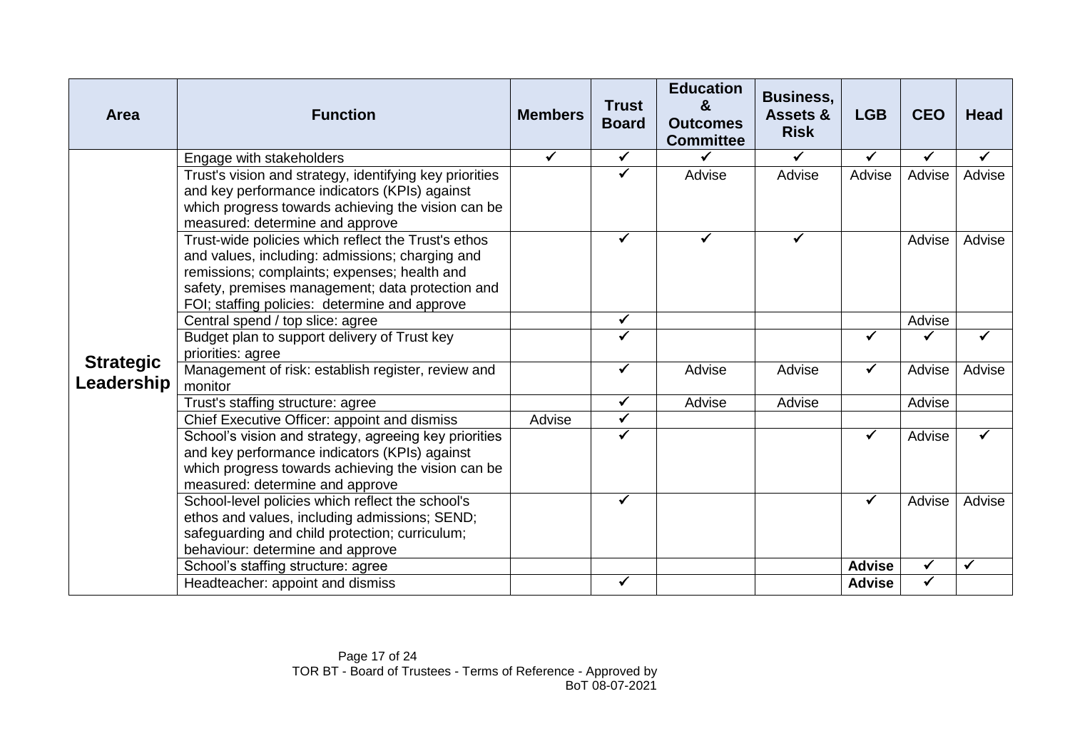| Area | Function | Members | Trust Board | Education & Outcomes Committee | Business, Assets & Risk | LGB | CEO | Head |
|---|---|---|---|---|---|---|---|---|
| **Strategic Leadership** | Engage with stakeholders | ✓ | ✓ | ✓ | ✓ | ✓ | ✓ | ✓ |
| | Trust's vision and strategy, identifying key priorities and key performance indicators (KPIs) against which progress towards achieving the vision can be measured: determine and approve | | ✓ | Advise | Advise | Advise | Advise | Advise |
| | Trust-wide policies which reflect the Trust's ethos and values, including: admissions; charging and remissions; complaints; expenses; health and safety, premises management; data protection and FOI; staffing policies: determine and approve | | ✓ | ✓ | ✓ | | Advise | Advise |
| | Central spend / top slice: agree | | ✓ | | | | Advise | |
| | Budget plan to support delivery of Trust key priorities: agree | | ✓ | | | ✓ | ✓ | ✓ |
| | Management of risk: establish register, review and monitor | | ✓ | Advise | Advise | ✓ | Advise | Advise |
| | Trust's staffing structure: agree | | ✓ | Advise | Advise | | Advise | |
| | Chief Executive Officer: appoint and dismiss | Advise | ✓ | | | | | |
| | School's vision and strategy, agreeing key priorities and key performance indicators (KPIs) against which progress towards achieving the vision can be measured: determine and approve | | ✓ | | | ✓ | Advise | ✓ |
| | School-level policies which reflect the school's ethos and values, including admissions; SEND; safeguarding and child protection; curriculum; behaviour: determine and approve | | ✓ | | | ✓ | Advise | Advise |
| | School's staffing structure: agree | | | | | **Advise** | ✓ | ✓ |
| | Headteacher: appoint and dismiss | | ✓ | | | **Advise** | ✓ | |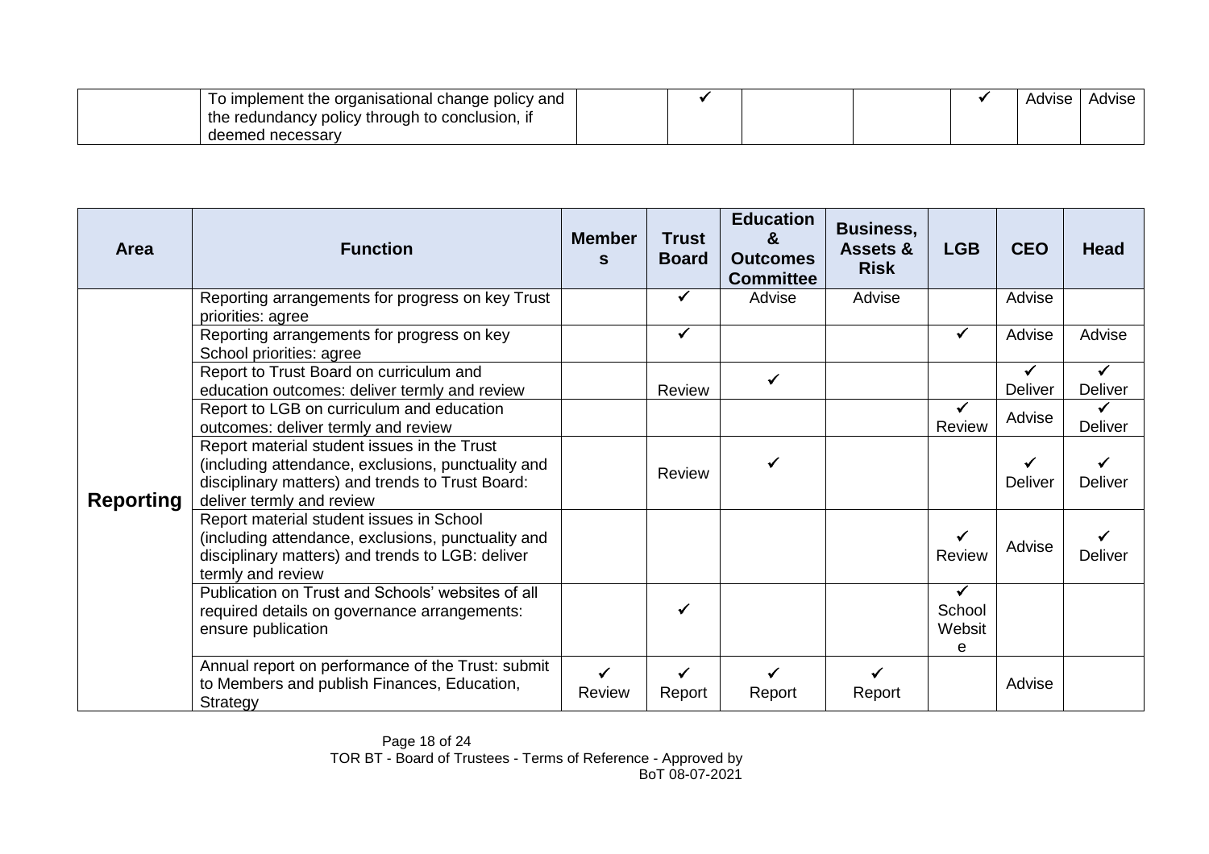| | | | | | | | | |
|---|---|---|---|---|---|---|---|---|
| | To implement the organisational change policy and the redundancy policy through to conclusion, if deemed necessary | | ✓ | | | ✓ | Advise | Advise |

| Area | Function | Members | Trust Board | Education & Outcomes Committee | Business, Assets & Risk | LGB | CEO | Head |
|---|---|---|---|---|---|---|---|---|
| **Reporting** | Reporting arrangements for progress on key Trust priorities: agree | | ✓ | Advise | Advise | | Advise | |
| | Reporting arrangements for progress on key School priorities: agree | | ✓ | | | ✓ | Advise | Advise |
| | Report to Trust Board on curriculum and education outcomes: deliver termly and review | | Review | ✓ | | | ✓ Deliver | ✓ Deliver |
| | Report to LGB on curriculum and education outcomes: deliver termly and review | | | | | ✓ Review | Advise | ✓ Deliver |
| | Report material student issues in the Trust (including attendance, exclusions, punctuality and disciplinary matters) and trends to Trust Board: deliver termly and review | | Review | ✓ | | | ✓ Deliver | ✓ Deliver |
| | Report material student issues in School (including attendance, exclusions, punctuality and disciplinary matters) and trends to LGB: deliver termly and review | | | | | ✓ Review | Advise | ✓ Deliver |
| | Publication on Trust and Schools' websites of all required details on governance arrangements: ensure publication | | ✓ | | | ✓ School Website | | |
| | Annual report on performance of the Trust: submit to Members and publish Finances, Education, Strategy | ✓ Review | ✓ Report | ✓ Report | ✓ Report | | Advise | |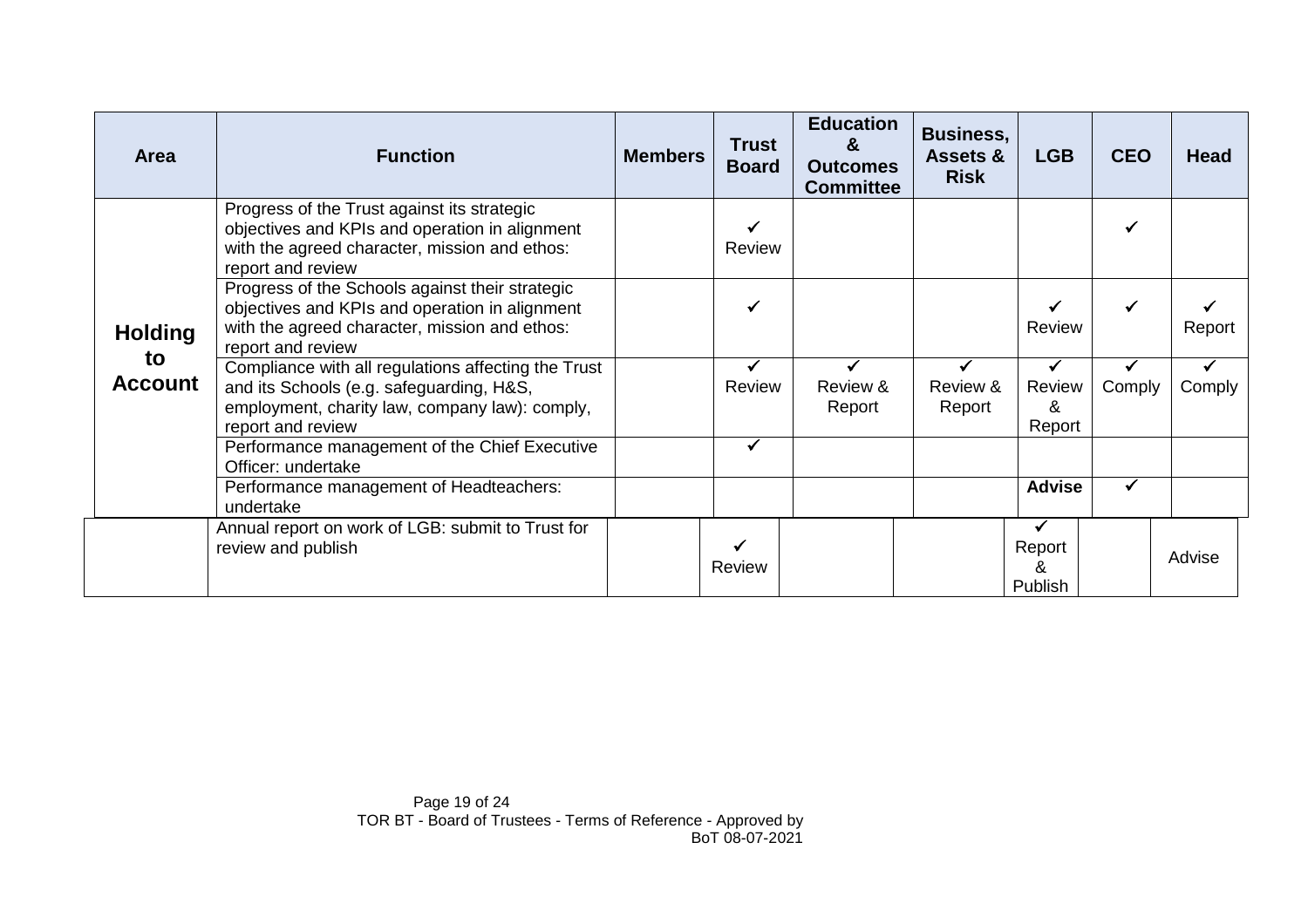| Area | Function | Members | Trust Board | Education & Outcomes Committee | Business, Assets & Risk | LGB | CEO | Head |
|---|---|---|---|---|---|---|---|---|
| **Holding to Account** | Progress of the Trust against its strategic objectives and KPIs and operation in alignment with the agreed character, mission and ethos: report and review | | ✓ Review | | | | ✓ | |
| | Progress of the Schools against their strategic objectives and KPIs and operation in alignment with the agreed character, mission and ethos: report and review | | ✓ | | | ✓ Review | ✓ | ✓ Report |
| | Compliance with all regulations affecting the Trust and its Schools (e.g. safeguarding, H&S, employment, charity law, company law): comply, report and review | | ✓ Review | ✓ Review & Report | ✓ Review & Report | ✓ Review & Report | ✓ Comply | ✓ Comply |
| | Performance management of the Chief Executive Officer: undertake | | ✓ | | | | | |
| | Performance management of Headteachers: undertake | | | | | **Advise** | ✓ | |
| | Annual report on work of LGB: submit to Trust for review and publish | | ✓ Review | | | ✓ Report & Publish | | Advise |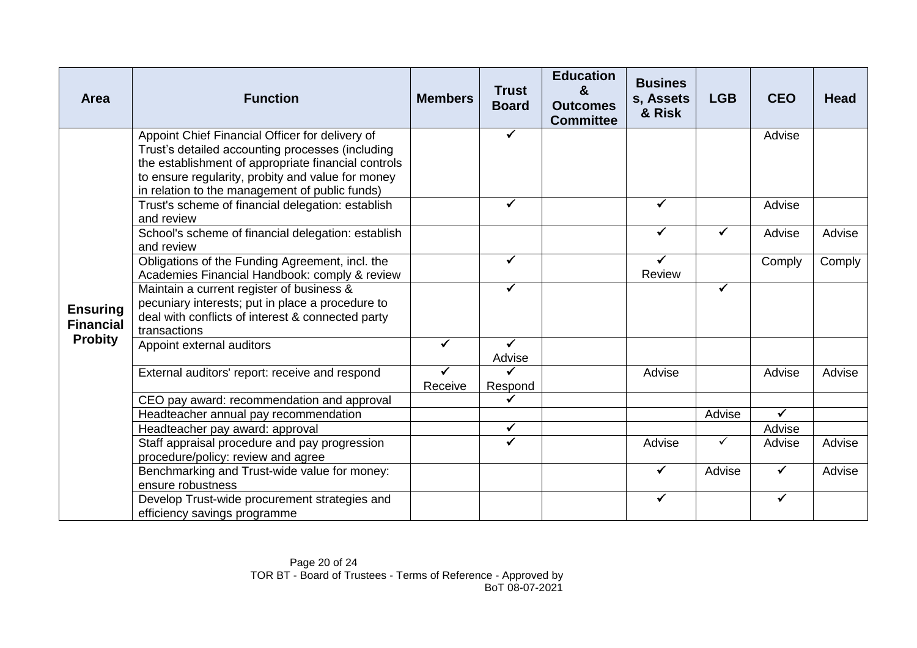| Area | Function | Members | Trust Board | Education & Outcomes Committee | Business, Assets & Risk | LGB | CEO | Head |
|---|---|---|---|---|---|---|---|---|
| **Ensuring Financial Probity** | Appoint Chief Financial Officer for delivery of Trust's detailed accounting processes (including the establishment of appropriate financial controls to ensure regularity, probity and value for money in relation to the management of public funds) | | ✓ | | | | Advise | |
| | Trust's scheme of financial delegation: establish and review | | ✓ | | ✓ | | Advise | |
| | School's scheme of financial delegation: establish and review | | | | ✓ | ✓ | Advise | Advise |
| | Obligations of the Funding Agreement, incl. the Academies Financial Handbook: comply & review | | ✓ | | ✓ Review | | Comply | Comply |
| | Maintain a current register of business & pecuniary interests; put in place a procedure to deal with conflicts of interest & connected party transactions | | ✓ | | | ✓ | | |
| | Appoint external auditors | ✓ | ✓ Advise | | | | | |
| | External auditors' report: receive and respond | ✓ Receive | ✓ Respond | | Advise | | Advise | Advise |
| | CEO pay award: recommendation and approval | | ✓ | | | | | |
| | Headteacher annual pay recommendation | | | | | Advise | ✓ | |
| | Headteacher pay award: approval | | ✓ | | | | Advise | |
| | Staff appraisal procedure and pay progression procedure/policy: review and agree | | ✓ | | Advise | ✓ | Advise | Advise |
| | Benchmarking and Trust-wide value for money: ensure robustness | | | | ✓ | Advise | ✓ | Advise |
| | Develop Trust-wide procurement strategies and efficiency savings programme | | | | ✓ | | ✓ | |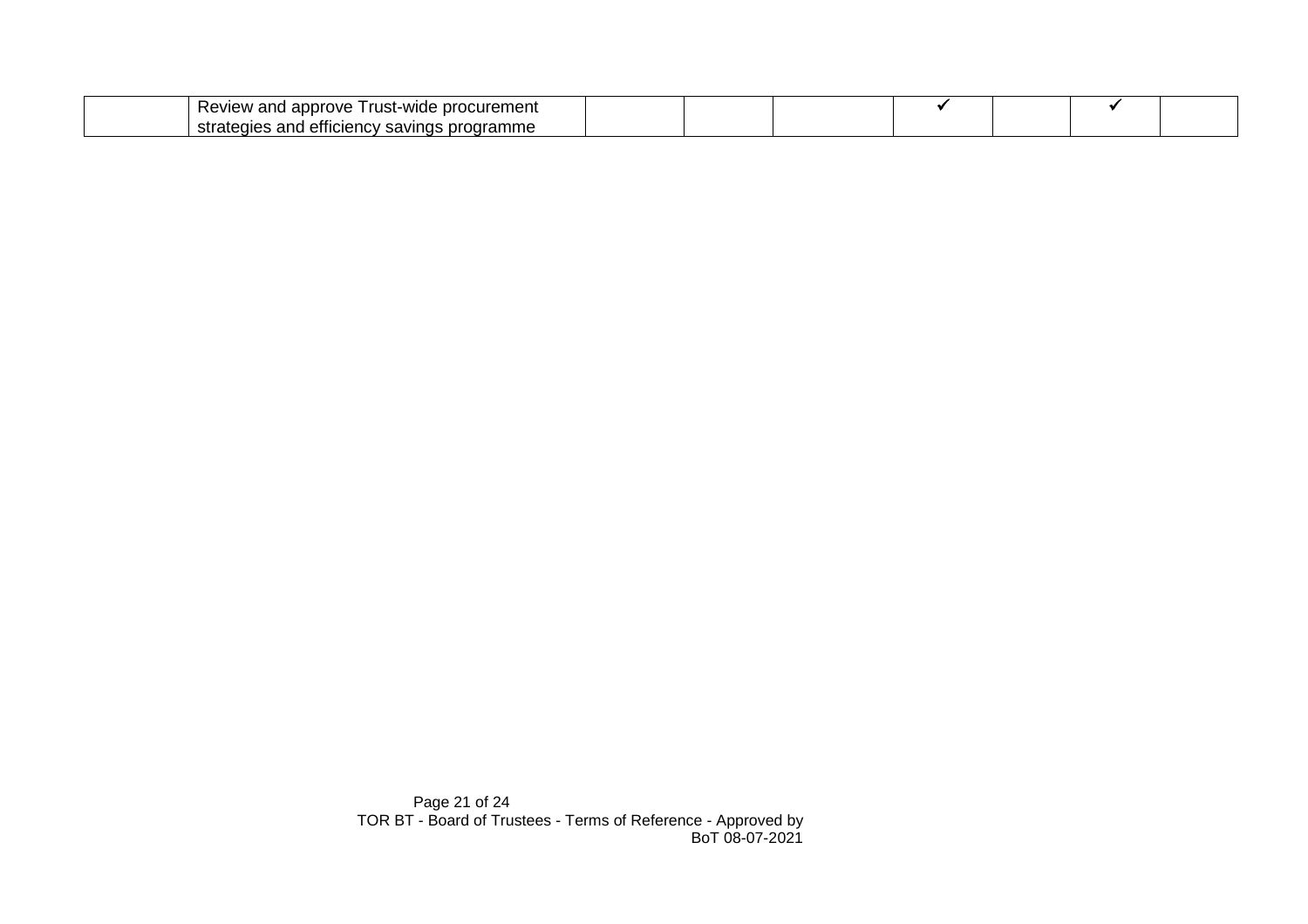| | | | | | | | | |
|---|---|---|---|---|---|---|---|---|
| | Review and approve Trust-wide procurement strategies and efficiency savings programme | | | | ✓ | | ✓ | |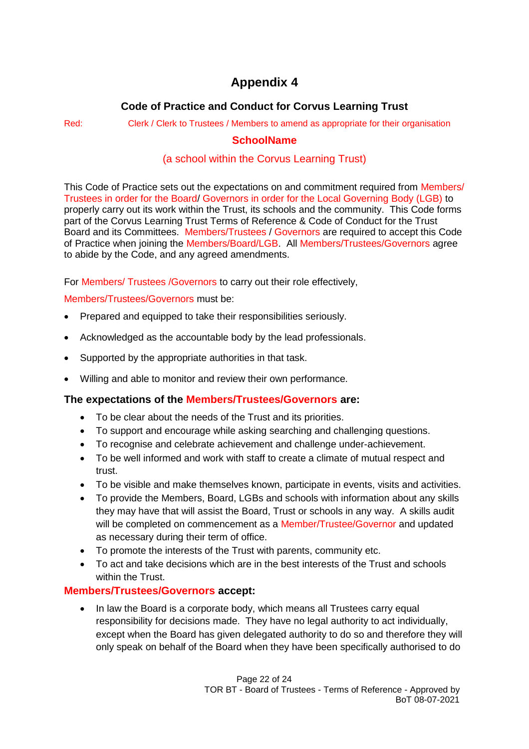# Appendix 4

## Code of Practice and Conduct for Corvus Learning Trust

Red: Clerk / Clerk to Trustees / Members to amend as appropriate for their organisation

**SchoolName**

(a school within the Corvus Learning Trust)

This Code of Practice sets out the expectations on and commitment required from Members/ Trustees in order for the Board/ Governors in order for the Local Governing Body (LGB) to properly carry out its work within the Trust, its schools and the community. This Code forms part of the Corvus Learning Trust Terms of Reference & Code of Conduct for the Trust Board and its Committees. Members/Trustees / Governors are required to accept this Code of Practice when joining the Members/Board/LGB. All Members/Trustees/Governors agree to abide by the Code, and any agreed amendments.

For Members/ Trustees /Governors to carry out their role effectively,

Members/Trustees/Governors must be:

- Prepared and equipped to take their responsibilities seriously.
- Acknowledged as the accountable body by the lead professionals.
- Supported by the appropriate authorities in that task.
- Willing and able to monitor and review their own performance.

### The expectations of the Members/Trustees/Governors are:

- To be clear about the needs of the Trust and its priorities.
- To support and encourage while asking searching and challenging questions.
- To recognise and celebrate achievement and challenge under-achievement.
- To be well informed and work with staff to create a climate of mutual respect and trust.
- To be visible and make themselves known, participate in events, visits and activities.
- To provide the Members, Board, LGBs and schools with information about any skills they may have that will assist the Board, Trust or schools in any way. A skills audit will be completed on commencement as a Member/Trustee/Governor and updated as necessary during their term of office.
- To promote the interests of the Trust with parents, community etc.
- To act and take decisions which are in the best interests of the Trust and schools within the Trust.

### Members/Trustees/Governors accept:

- In law the Board is a corporate body, which means all Trustees carry equal responsibility for decisions made. They have no legal authority to act individually, except when the Board has given delegated authority to do so and therefore they will only speak on behalf of the Board when they have been specifically authorised to do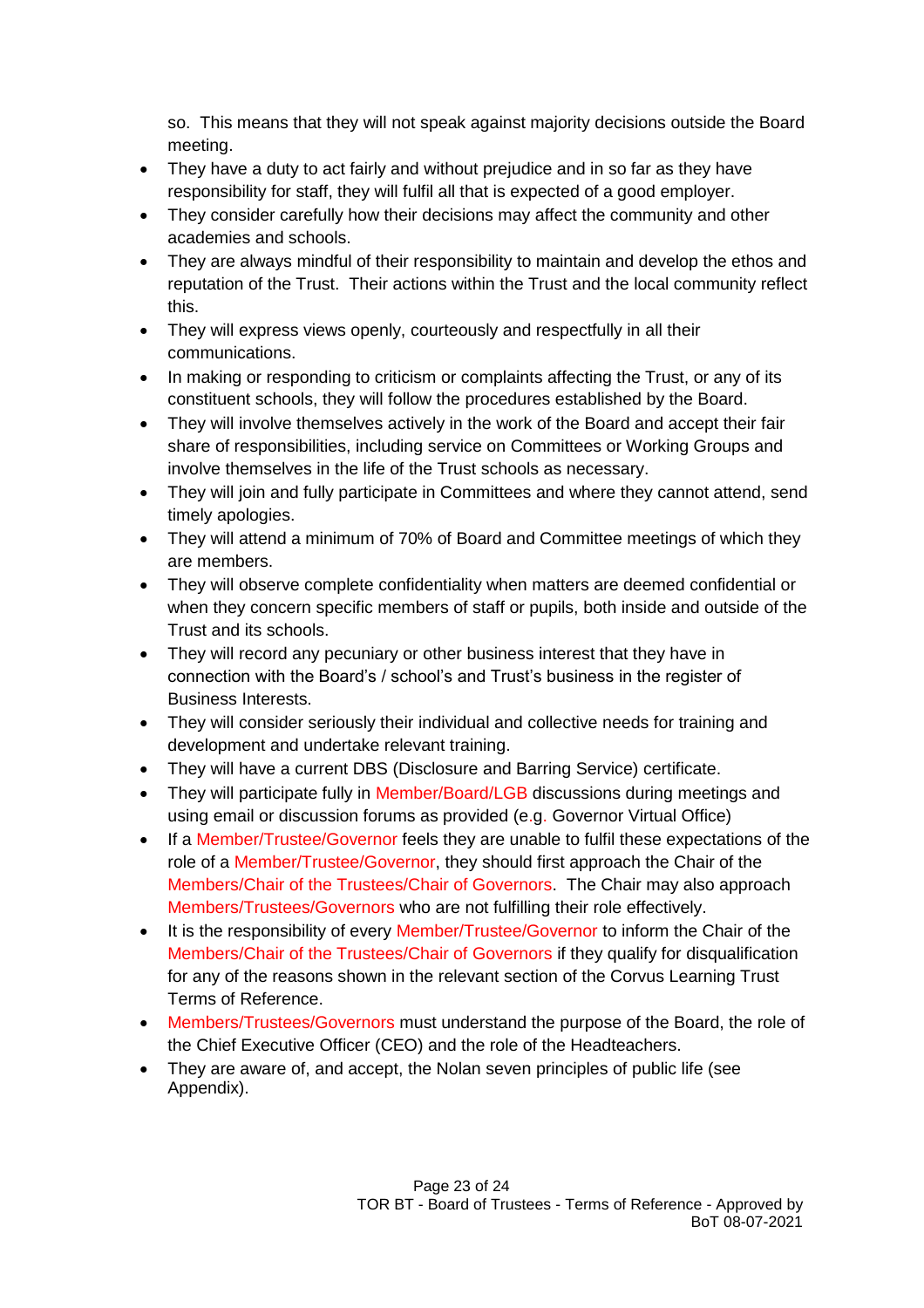so. This means that they will not speak against majority decisions outside the Board meeting.

- They have a duty to act fairly and without prejudice and in so far as they have responsibility for staff, they will fulfil all that is expected of a good employer.
- They consider carefully how their decisions may affect the community and other academies and schools.
- They are always mindful of their responsibility to maintain and develop the ethos and reputation of the Trust. Their actions within the Trust and the local community reflect this.
- They will express views openly, courteously and respectfully in all their communications.
- In making or responding to criticism or complaints affecting the Trust, or any of its constituent schools, they will follow the procedures established by the Board.
- They will involve themselves actively in the work of the Board and accept their fair share of responsibilities, including service on Committees or Working Groups and involve themselves in the life of the Trust schools as necessary.
- They will join and fully participate in Committees and where they cannot attend, send timely apologies.
- They will attend a minimum of 70% of Board and Committee meetings of which they are members.
- They will observe complete confidentiality when matters are deemed confidential or when they concern specific members of staff or pupils, both inside and outside of the Trust and its schools.
- They will record any pecuniary or other business interest that they have in connection with the Board's / school's and Trust's business in the register of Business Interests.
- They will consider seriously their individual and collective needs for training and development and undertake relevant training.
- They will have a current DBS (Disclosure and Barring Service) certificate.
- They will participate fully in Member/Board/LGB discussions during meetings and using email or discussion forums as provided (e.g. Governor Virtual Office)
- If a Member/Trustee/Governor feels they are unable to fulfil these expectations of the role of a Member/Trustee/Governor, they should first approach the Chair of the Members/Chair of the Trustees/Chair of Governors. The Chair may also approach Members/Trustees/Governors who are not fulfilling their role effectively.
- It is the responsibility of every Member/Trustee/Governor to inform the Chair of the Members/Chair of the Trustees/Chair of Governors if they qualify for disqualification for any of the reasons shown in the relevant section of the Corvus Learning Trust Terms of Reference.
- Members/Trustees/Governors must understand the purpose of the Board, the role of the Chief Executive Officer (CEO) and the role of the Headteachers.
- They are aware of, and accept, the Nolan seven principles of public life (see Appendix).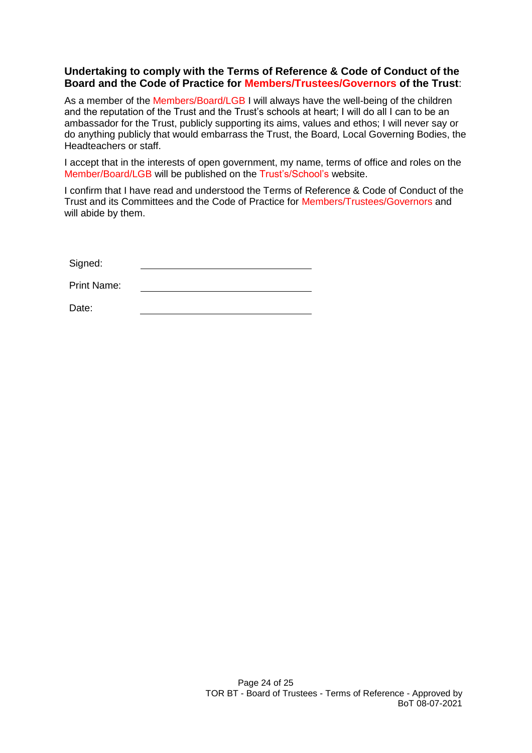**Undertaking to comply with the Terms of Reference & Code of Conduct of the Board and the Code of Practice for Members/Trustees/Governors of the Trust**:

As a member of the Members/Board/LGB I will always have the well-being of the children and the reputation of the Trust and the Trust's schools at heart; I will do all I can to be an ambassador for the Trust, publicly supporting its aims, values and ethos; I will never say or do anything publicly that would embarrass the Trust, the Board, Local Governing Bodies, the Headteachers or staff.

I accept that in the interests of open government, my name, terms of office and roles on the Member/Board/LGB will be published on the Trust's/School's website.

I confirm that I have read and understood the Terms of Reference & Code of Conduct of the Trust and its Committees and the Code of Practice for Members/Trustees/Governors and will abide by them.

Signed: ______________________________

Print Name: ______________________________

Date: ______________________________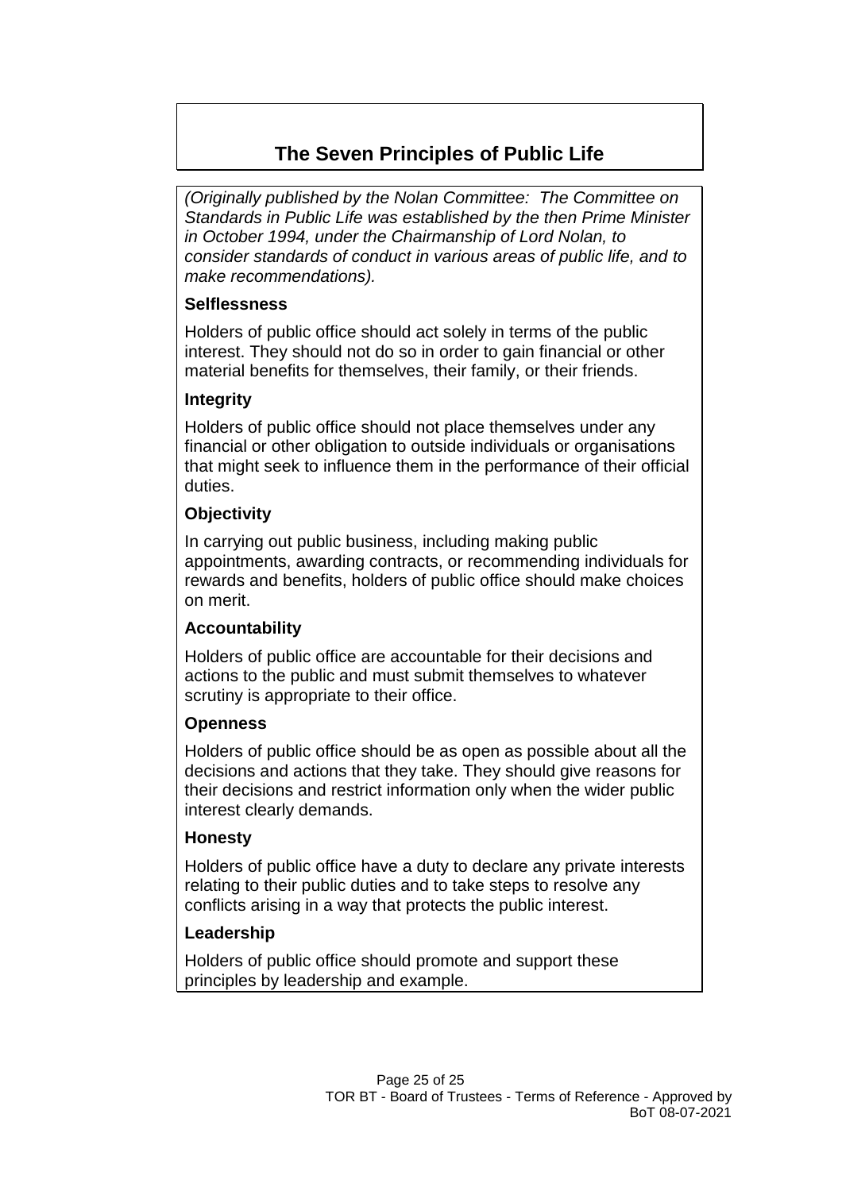# The Seven Principles of Public Life

*(Originally published by the Nolan Committee: The Committee on Standards in Public Life was established by the then Prime Minister in October 1994, under the Chairmanship of Lord Nolan, to consider standards of conduct in various areas of public life, and to make recommendations).*

**Selflessness**

Holders of public office should act solely in terms of the public interest. They should not do so in order to gain financial or other material benefits for themselves, their family, or their friends.

**Integrity**

Holders of public office should not place themselves under any financial or other obligation to outside individuals or organisations that might seek to influence them in the performance of their official duties.

**Objectivity**

In carrying out public business, including making public appointments, awarding contracts, or recommending individuals for rewards and benefits, holders of public office should make choices on merit.

**Accountability**

Holders of public office are accountable for their decisions and actions to the public and must submit themselves to whatever scrutiny is appropriate to their office.

**Openness**

Holders of public office should be as open as possible about all the decisions and actions that they take. They should give reasons for their decisions and restrict information only when the wider public interest clearly demands.

**Honesty**

Holders of public office have a duty to declare any private interests relating to their public duties and to take steps to resolve any conflicts arising in a way that protects the public interest.

**Leadership**

Holders of public office should promote and support these principles by leadership and example.